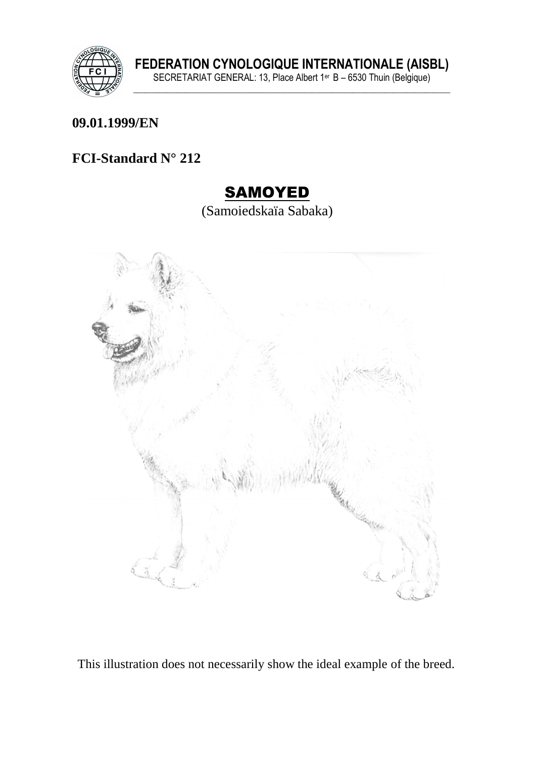**FEDERATION CYNOLOGIQUE INTERNATIONALE (AISBL)**

SECRETARIAT GENERAL: 13, Place Albert 1er B – 6530 Thuin (Belgique)

**09.01.1999/EN**

**FCI-Standard N° 212**

# SAMOYED

(Samoiedskaïa Sabaka)

This illustration does not necessarily show the ideal example of the breed.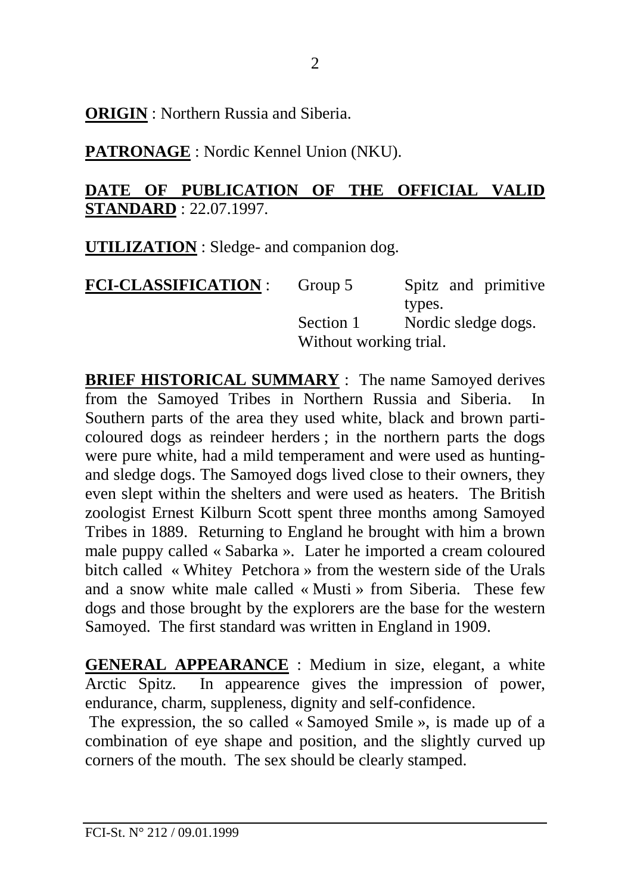**ORIGIN** : Northern Russia and Siberia.

**PATRONAGE** : Nordic Kennel Union (NKU).

**DATE OF PUBLICATION OF THE OFFICIAL VALID STANDARD** : 22.07.1997.

**UTILIZATION** : Sledge- and companion dog.

**FCI-CLASSIFICATION** : Group 5 Spitz and primitive types.
Section 1 Nordic sledge dogs.
Without working trial.

**BRIEF HISTORICAL SUMMARY** : The name Samoyed derives from the Samoyed Tribes in Northern Russia and Siberia. In Southern parts of the area they used white, black and brown parti-coloured dogs as reindeer herders ; in the northern parts the dogs were pure white, had a mild temperament and were used as hunting- and sledge dogs. The Samoyed dogs lived close to their owners, they even slept within the shelters and were used as heaters. The British zoologist Ernest Kilburn Scott spent three months among Samoyed Tribes in 1889. Returning to England he brought with him a brown male puppy called « Sabarka ». Later he imported a cream coloured bitch called « Whitey Petchora » from the western side of the Urals and a snow white male called « Musti » from Siberia. These few dogs and those brought by the explorers are the base for the western Samoyed. The first standard was written in England in 1909.

**GENERAL APPEARANCE** : Medium in size, elegant, a white Arctic Spitz. In appearence gives the impression of power, endurance, charm, suppleness, dignity and self-confidence.
The expression, the so called « Samoyed Smile », is made up of a combination of eye shape and position, and the slightly curved up corners of the mouth. The sex should be clearly stamped.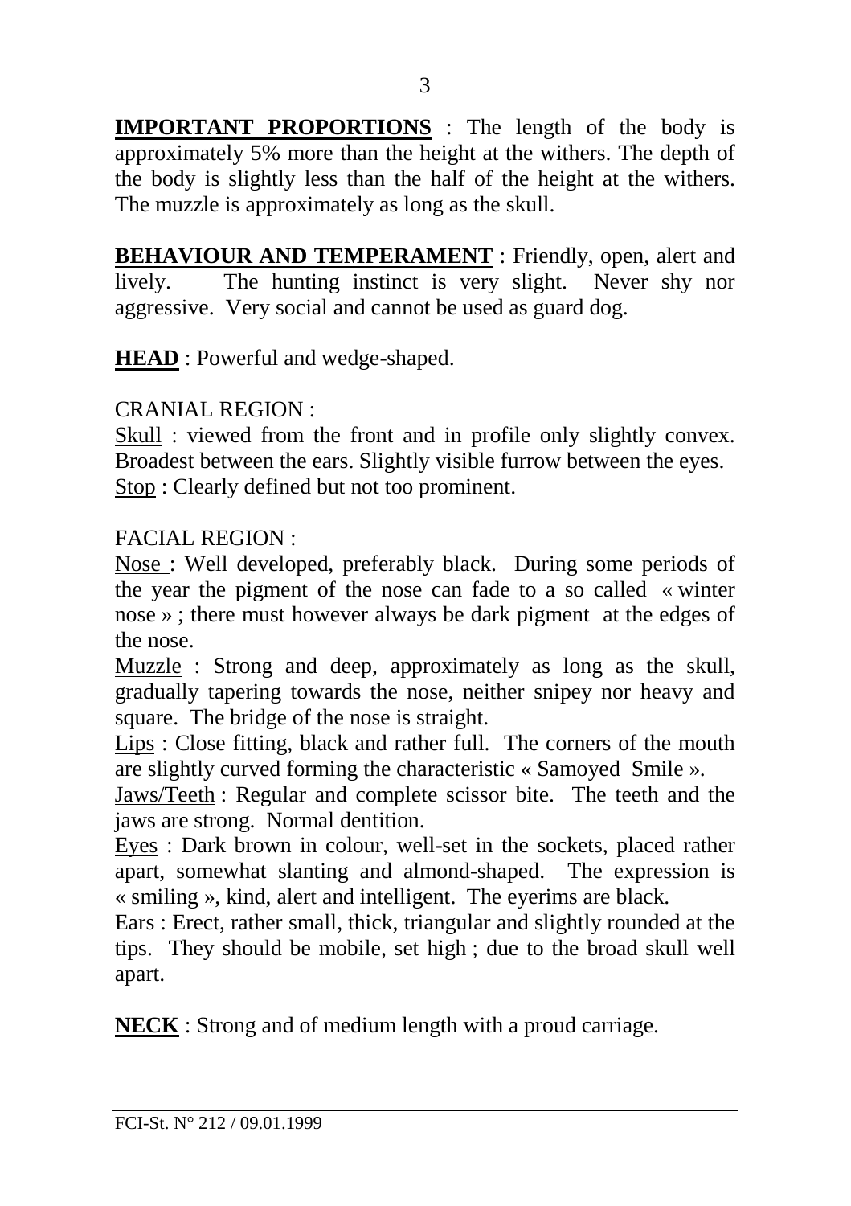**IMPORTANT PROPORTIONS** : The length of the body is approximately 5% more than the height at the withers. The depth of the body is slightly less than the half of the height at the withers. The muzzle is approximately as long as the skull.

**BEHAVIOUR AND TEMPERAMENT** : Friendly, open, alert and lively. The hunting instinct is very slight. Never shy nor aggressive. Very social and cannot be used as guard dog.

**HEAD** : Powerful and wedge-shaped.

CRANIAL REGION :

Skull : viewed from the front and in profile only slightly convex. Broadest between the ears. Slightly visible furrow between the eyes.
Stop : Clearly defined but not too prominent.

FACIAL REGION :

Nose : Well developed, preferably black. During some periods of the year the pigment of the nose can fade to a so called « winter nose » ; there must however always be dark pigment at the edges of the nose.
Muzzle : Strong and deep, approximately as long as the skull, gradually tapering towards the nose, neither snipey nor heavy and square. The bridge of the nose is straight.
Lips : Close fitting, black and rather full. The corners of the mouth are slightly curved forming the characteristic « Samoyed Smile ».
Jaws/Teeth : Regular and complete scissor bite. The teeth and the jaws are strong. Normal dentition.
Eyes : Dark brown in colour, well-set in the sockets, placed rather apart, somewhat slanting and almond-shaped. The expression is « smiling », kind, alert and intelligent. The eyerims are black.
Ears : Erect, rather small, thick, triangular and slightly rounded at the tips. They should be mobile, set high ; due to the broad skull well apart.

**NECK** : Strong and of medium length with a proud carriage.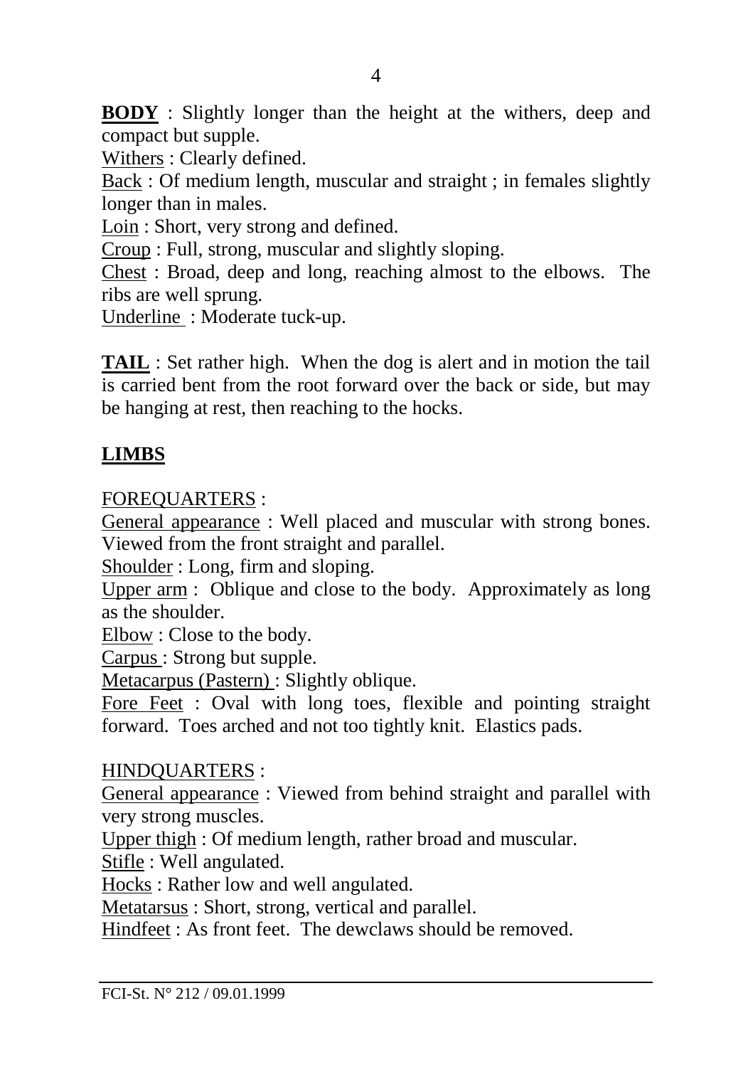**BODY** : Slightly longer than the height at the withers, deep and compact but supple.

Withers : Clearly defined.

Back : Of medium length, muscular and straight ; in females slightly longer than in males.

Loin : Short, very strong and defined.

Croup : Full, strong, muscular and slightly sloping.

Chest : Broad, deep and long, reaching almost to the elbows. The ribs are well sprung.

Underline : Moderate tuck-up.

**TAIL** : Set rather high. When the dog is alert and in motion the tail is carried bent from the root forward over the back or side, but may be hanging at rest, then reaching to the hocks.

**LIMBS**

FOREQUARTERS :

General appearance : Well placed and muscular with strong bones. Viewed from the front straight and parallel.

Shoulder : Long, firm and sloping.

Upper arm : Oblique and close to the body. Approximately as long as the shoulder.

Elbow : Close to the body.

Carpus : Strong but supple.

Metacarpus (Pastern) : Slightly oblique.

Fore Feet : Oval with long toes, flexible and pointing straight forward. Toes arched and not too tightly knit. Elastics pads.

HINDQUARTERS :

General appearance : Viewed from behind straight and parallel with very strong muscles.

Upper thigh : Of medium length, rather broad and muscular.

Stifle : Well angulated.

Hocks : Rather low and well angulated.

Metatarsus : Short, strong, vertical and parallel.

Hindfeet : As front feet. The dewclaws should be removed.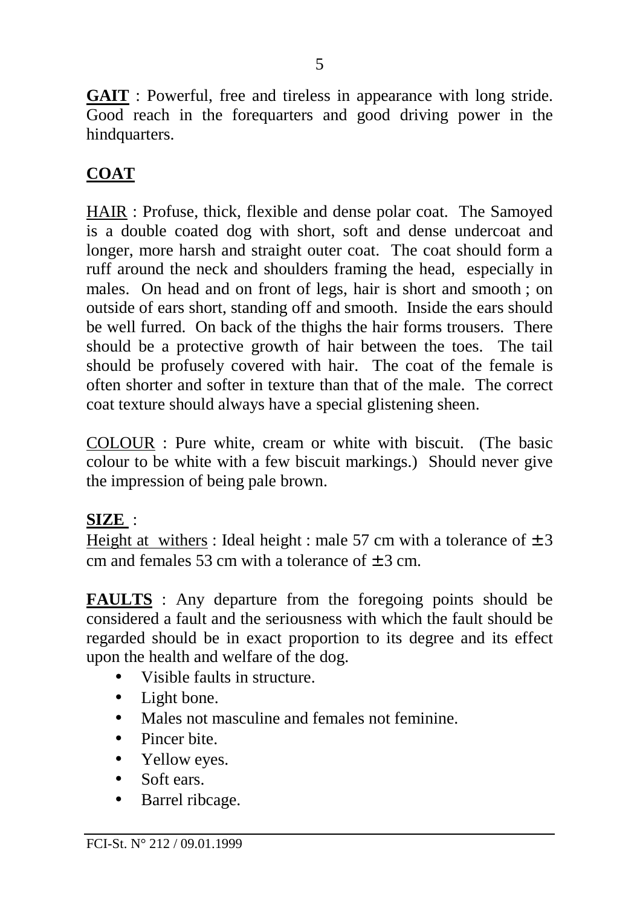**GAIT** : Powerful, free and tireless in appearance with long stride. Good reach in the forequarters and good driving power in the hindquarters.

**COAT**

HAIR : Profuse, thick, flexible and dense polar coat. The Samoyed is a double coated dog with short, soft and dense undercoat and longer, more harsh and straight outer coat. The coat should form a ruff around the neck and shoulders framing the head, especially in males. On head and on front of legs, hair is short and smooth ; on outside of ears short, standing off and smooth. Inside the ears should be well furred. On back of the thighs the hair forms trousers. There should be a protective growth of hair between the toes. The tail should be profusely covered with hair. The coat of the female is often shorter and softer in texture than that of the male. The correct coat texture should always have a special glistening sheen.

COLOUR : Pure white, cream or white with biscuit. (The basic colour to be white with a few biscuit markings.) Should never give the impression of being pale brown.

**SIZE** :
Height at withers : Ideal height : male 57 cm with a tolerance of ± 3 cm and females 53 cm with a tolerance of ± 3 cm.

**FAULTS** : Any departure from the foregoing points should be considered a fault and the seriousness with which the fault should be regarded should be in exact proportion to its degree and its effect upon the health and welfare of the dog.

- Visible faults in structure.
- Light bone.
- Males not masculine and females not feminine.
- Pincer bite.
- Yellow eyes.
- Soft ears.
- Barrel ribcage.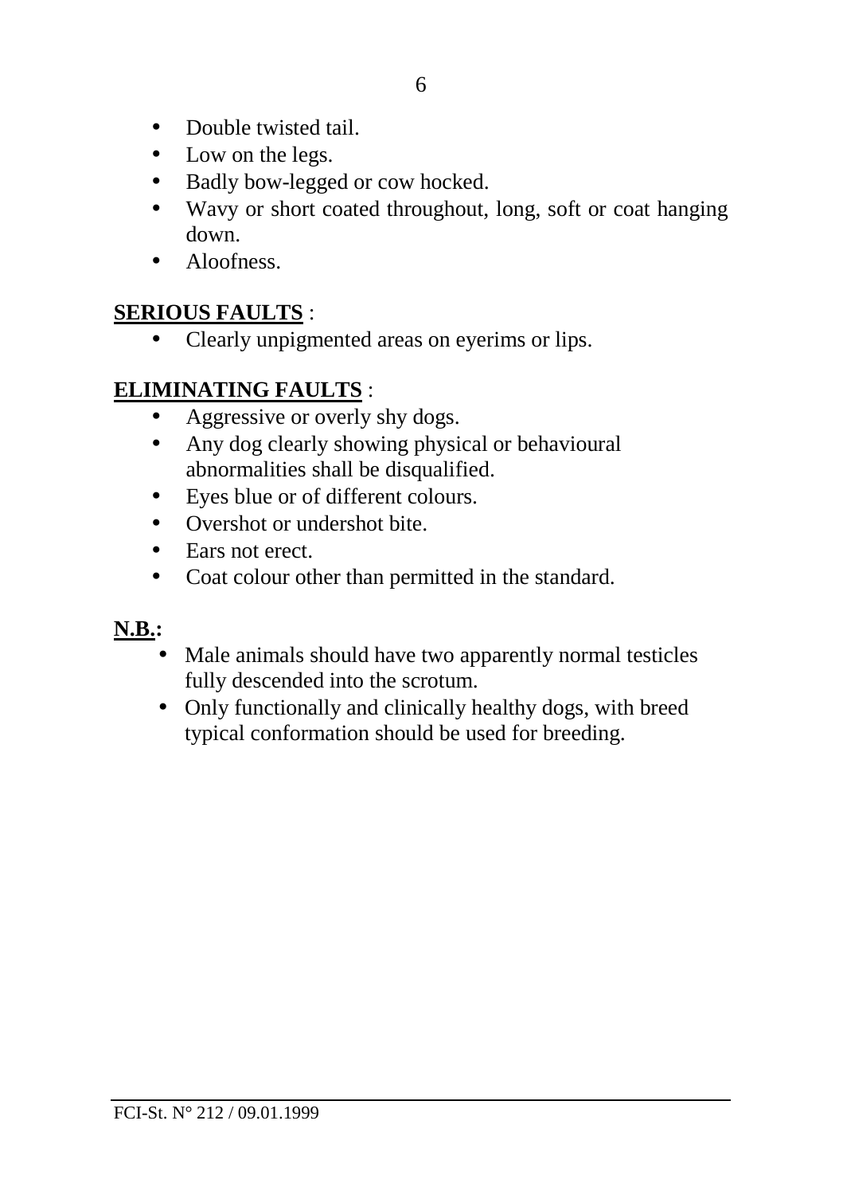- Double twisted tail.
- Low on the legs.
- Badly bow-legged or cow hocked.
- Wavy or short coated throughout, long, soft or coat hanging down.
- Aloofness.

**SERIOUS FAULTS** :

- Clearly unpigmented areas on eyerims or lips.

**ELIMINATING FAULTS** :

- Aggressive or overly shy dogs.
- Any dog clearly showing physical or behavioural abnormalities shall be disqualified.
- Eyes blue or of different colours.
- Overshot or undershot bite.
- Ears not erect.
- Coat colour other than permitted in the standard.

**N.B.:**

- Male animals should have two apparently normal testicles fully descended into the scrotum.
- Only functionally and clinically healthy dogs, with breed typical conformation should be used for breeding.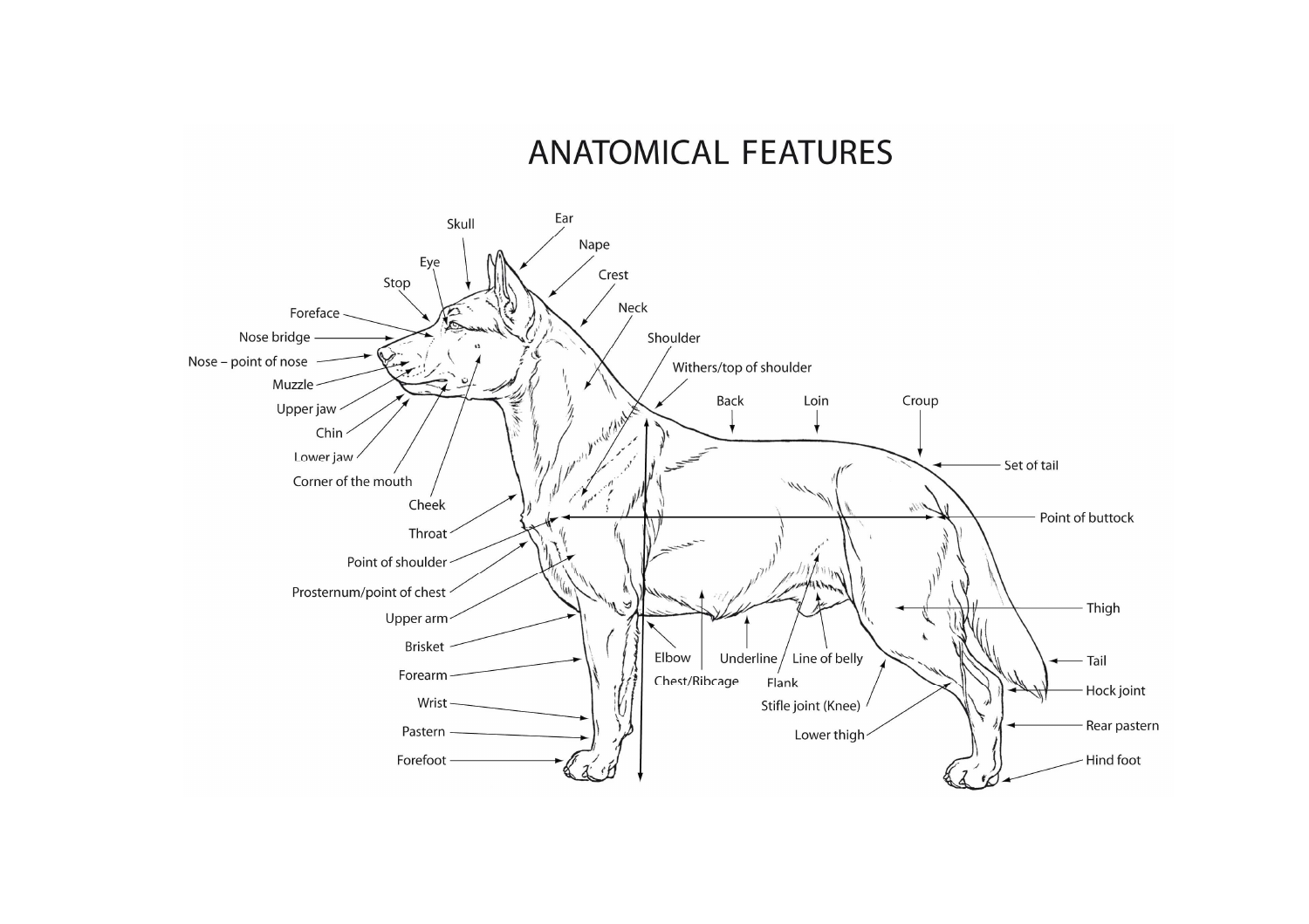# ANATOMICAL FEATURES

Skull
Ear
Nape
Eye
Stop
Crest
Neck
Foreface
Nose bridge
Nose – point of nose
Muzzle
Upper jaw
Chin
Lower jaw
Corner of the mouth
Cheek
Throat
Point of shoulder
Prosternum/point of chest
Upper arm
Brisket
Forearm
Wrist
Pastern
Forefoot
Shoulder
Withers/top of shoulder
Back
Loin
Croup
Set of tail
Point of buttock
Thigh
Tail
Hock joint
Rear pastern
Hind foot
Elbow
Chest/Ribcage
Underline
Line of belly
Flank
Stifle joint (Knee)
Lower thigh